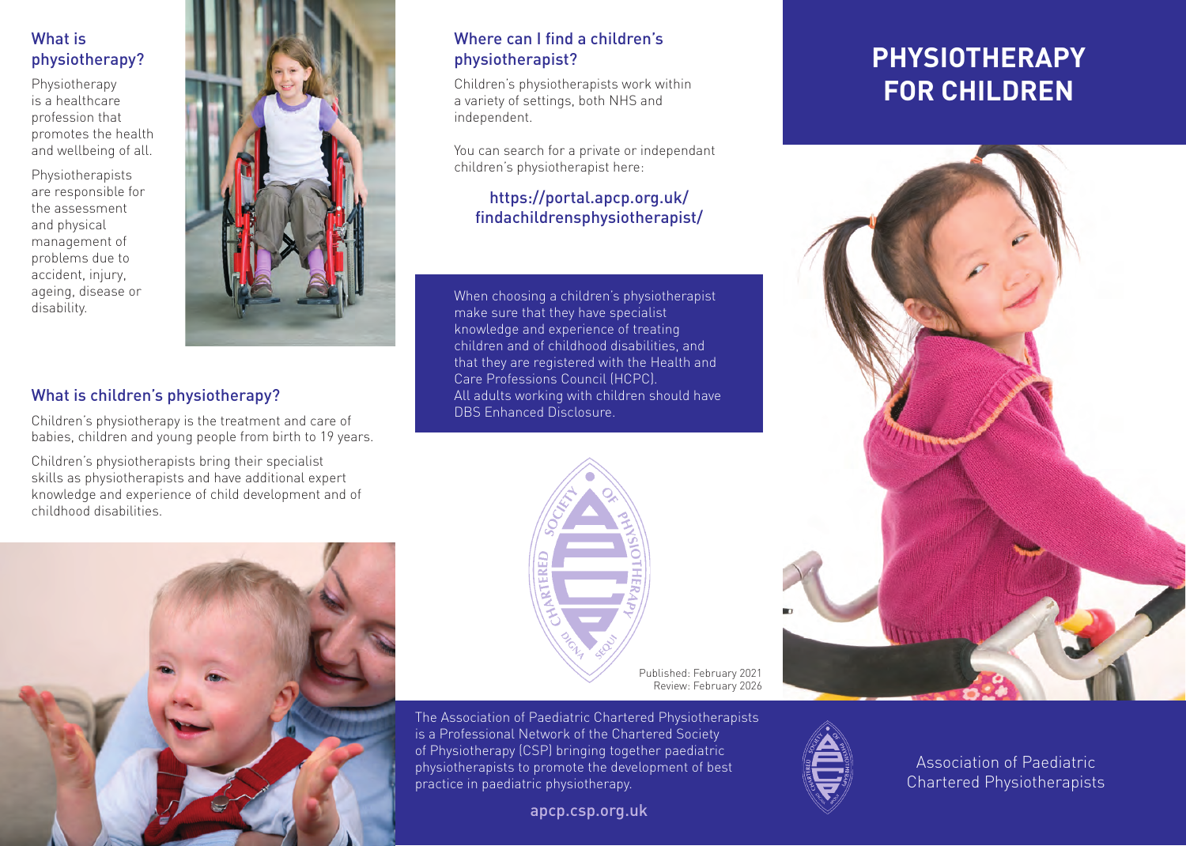# PHYSIOTHERAPY FOR CHILDREN

Association of Paediatric Chartered Physiotherapists

## What is physiotherapy?

Physiotherapy is a healthcare profession that promotes the health and wellbeing of all.

Physiotherapists are responsible for the assessment and physical management of problems due to accident, injury, ageing, disease or disability.

## What is children's physiotherapy?

Children's physiotherapy is the treatment and care of babies, children and young people from birth to 19 years.

Children's physiotherapists bring their specialist skills as physiotherapists and have additional expert knowledge and experience of child development and of childhood disabilities.

## Where can I find a children's physiotherapist?

Children's physiotherapists work within a variety of settings, both NHS and independent.

You can search for a private or independant children's physiotherapist here:

https://portal.apcp.org.uk/findachildrensphysiotherapist/

When choosing a children's physiotherapist make sure that they have specialist knowledge and experience of treating children and of childhood disabilities, and that they are registered with the Health and Care Professions Council (HCPC).
All adults working with children should have DBS Enhanced Disclosure.

Published: February 2021
Review: February 2026

The Association of Paediatric Chartered Physiotherapists is a Professional Network of the Chartered Society of Physiotherapy (CSP) bringing together paediatric physiotherapists to promote the development of best practice in paediatric physiotherapy.

apcp.csp.org.uk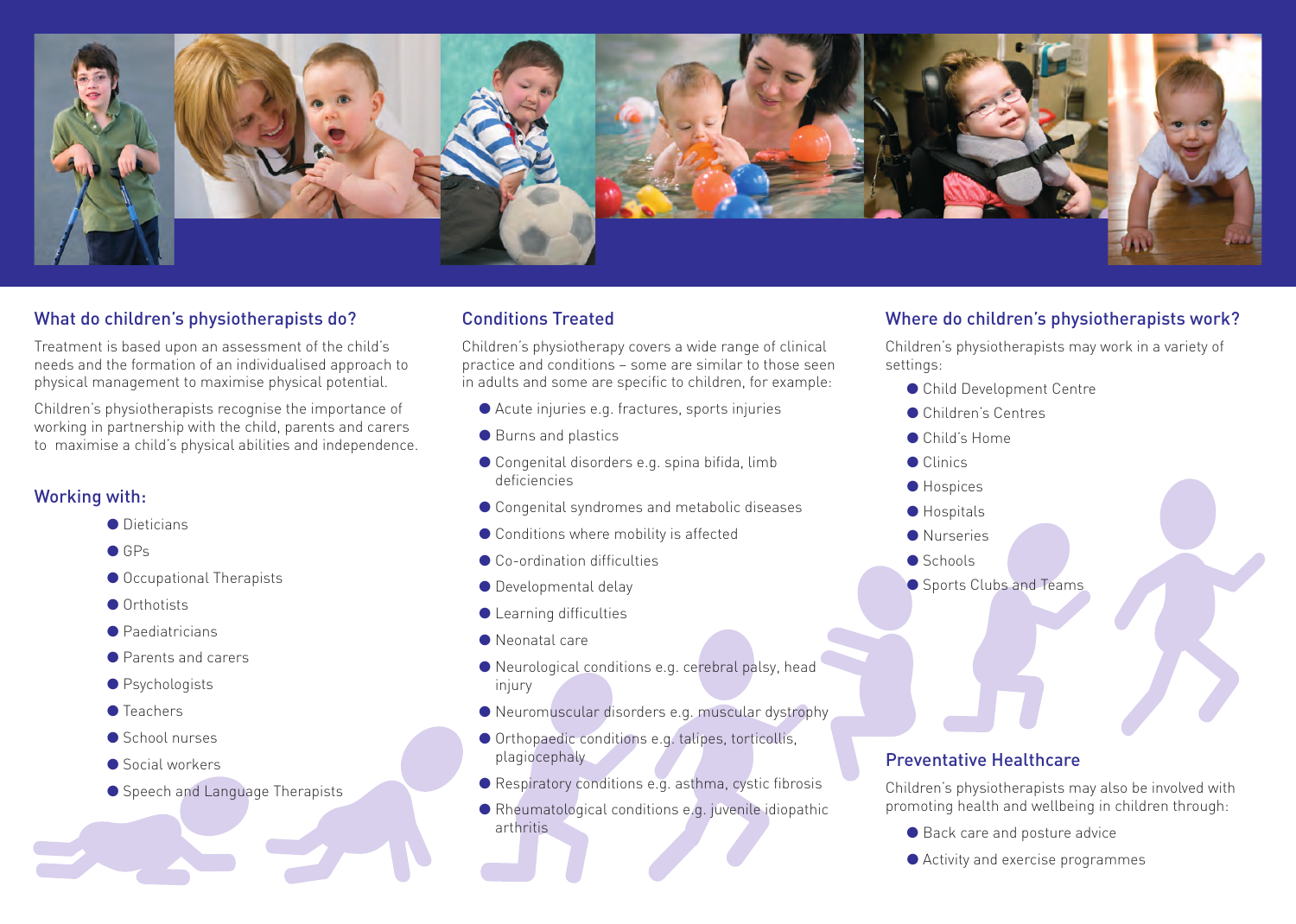## What do children's physiotherapists do?

Treatment is based upon an assessment of the child's needs and the formation of an individualised approach to physical management to maximise physical potential.

Children's physiotherapists recognise the importance of working in partnership with the child, parents and carers to maximise a child's physical abilities and independence.

## Working with:

- Dieticians
- GPs
- Occupational Therapists
- Orthotists
- Paediatricians
- Parents and carers
- Psychologists
- Teachers
- School nurses
- Social workers
- Speech and Language Therapists

## Conditions Treated

Children's physiotherapy covers a wide range of clinical practice and conditions – some are similar to those seen in adults and some are specific to children, for example:

- Acute injuries e.g. fractures, sports injuries
- Burns and plastics
- Congenital disorders e.g. spina bifida, limb deficiencies
- Congenital syndromes and metabolic diseases
- Conditions where mobility is affected
- Co-ordination difficulties
- Developmental delay
- Learning difficulties
- Neonatal care
- Neurological conditions e.g. cerebral palsy, head injury
- Neuromuscular disorders e.g. muscular dystrophy
- Orthopaedic conditions e.g. talipes, torticollis, plagiocephaly
- Respiratory conditions e.g. asthma, cystic fibrosis
- Rheumatological conditions e.g. juvenile idiopathic arthritis

## Where do children's physiotherapists work?

Children's physiotherapists may work in a variety of settings:

- Child Development Centre
- Children's Centres
- Child's Home
- Clinics
- Hospices
- Hospitals
- Nurseries
- Schools
- Sports Clubs and Teams

## Preventative Healthcare

Children's physiotherapists may also be involved with promoting health and wellbeing in children through:

- Back care and posture advice
- Activity and exercise programmes